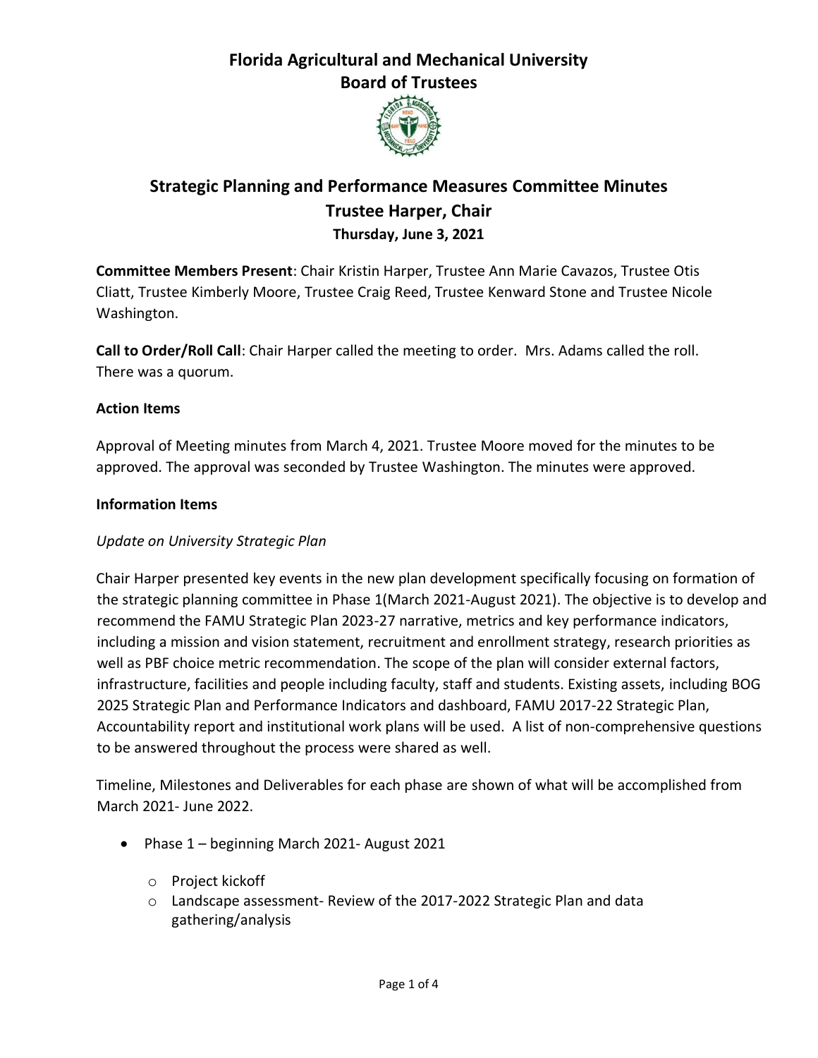# Florida Agricultural and Mechanical University
# Board of Trustees

## Strategic Planning and Performance Measures Committee Minutes
## Trustee Harper, Chair
### Thursday, June 3, 2021

**Committee Members Present**: Chair Kristin Harper, Trustee Ann Marie Cavazos, Trustee Otis Cliatt, Trustee Kimberly Moore, Trustee Craig Reed, Trustee Kenward Stone and Trustee Nicole Washington.

**Call to Order/Roll Call**: Chair Harper called the meeting to order. Mrs. Adams called the roll. There was a quorum.

**Action Items**

Approval of Meeting minutes from March 4, 2021. Trustee Moore moved for the minutes to be approved. The approval was seconded by Trustee Washington. The minutes were approved.

**Information Items**

*Update on University Strategic Plan*

Chair Harper presented key events in the new plan development specifically focusing on formation of the strategic planning committee in Phase 1(March 2021-August 2021). The objective is to develop and recommend the FAMU Strategic Plan 2023-27 narrative, metrics and key performance indicators, including a mission and vision statement, recruitment and enrollment strategy, research priorities as well as PBF choice metric recommendation. The scope of the plan will consider external factors, infrastructure, facilities and people including faculty, staff and students. Existing assets, including BOG 2025 Strategic Plan and Performance Indicators and dashboard, FAMU 2017-22 Strategic Plan, Accountability report and institutional work plans will be used. A list of non-comprehensive questions to be answered throughout the process were shared as well.

Timeline, Milestones and Deliverables for each phase are shown of what will be accomplished from March 2021- June 2022.

- Phase 1 – beginning March 2021- August 2021
  - Project kickoff
  - Landscape assessment- Review of the 2017-2022 Strategic Plan and data gathering/analysis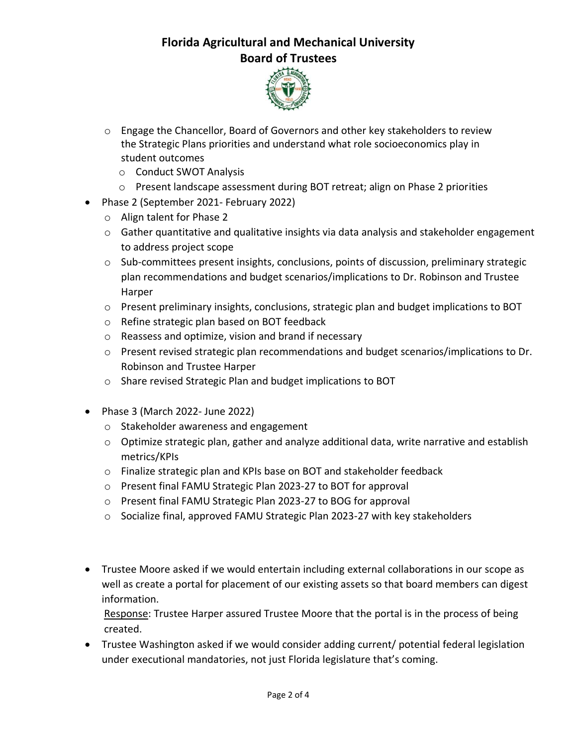- Engage the Chancellor, Board of Governors and other key stakeholders to review the Strategic Plans priorities and understand what role socioeconomics play in student outcomes
  - Conduct SWOT Analysis
  - Present landscape assessment during BOT retreat; align on Phase 2 priorities
- Phase 2 (September 2021- February 2022)
  - Align talent for Phase 2
  - Gather quantitative and qualitative insights via data analysis and stakeholder engagement to address project scope
  - Sub-committees present insights, conclusions, points of discussion, preliminary strategic plan recommendations and budget scenarios/implications to Dr. Robinson and Trustee Harper
  - Present preliminary insights, conclusions, strategic plan and budget implications to BOT
  - Refine strategic plan based on BOT feedback
  - Reassess and optimize, vision and brand if necessary
  - Present revised strategic plan recommendations and budget scenarios/implications to Dr. Robinson and Trustee Harper
  - Share revised Strategic Plan and budget implications to BOT

- Phase 3 (March 2022- June 2022)
  - Stakeholder awareness and engagement
  - Optimize strategic plan, gather and analyze additional data, write narrative and establish metrics/KPIs
  - Finalize strategic plan and KPIs base on BOT and stakeholder feedback
  - Present final FAMU Strategic Plan 2023-27 to BOT for approval
  - Present final FAMU Strategic Plan 2023-27 to BOG for approval
  - Socialize final, approved FAMU Strategic Plan 2023-27 with key stakeholders

- Trustee Moore asked if we would entertain including external collaborations in our scope as well as create a portal for placement of our existing assets so that board members can digest information.
  Response: Trustee Harper assured Trustee Moore that the portal is in the process of being created.
- Trustee Washington asked if we would consider adding current/ potential federal legislation under executional mandatories, not just Florida legislature that's coming.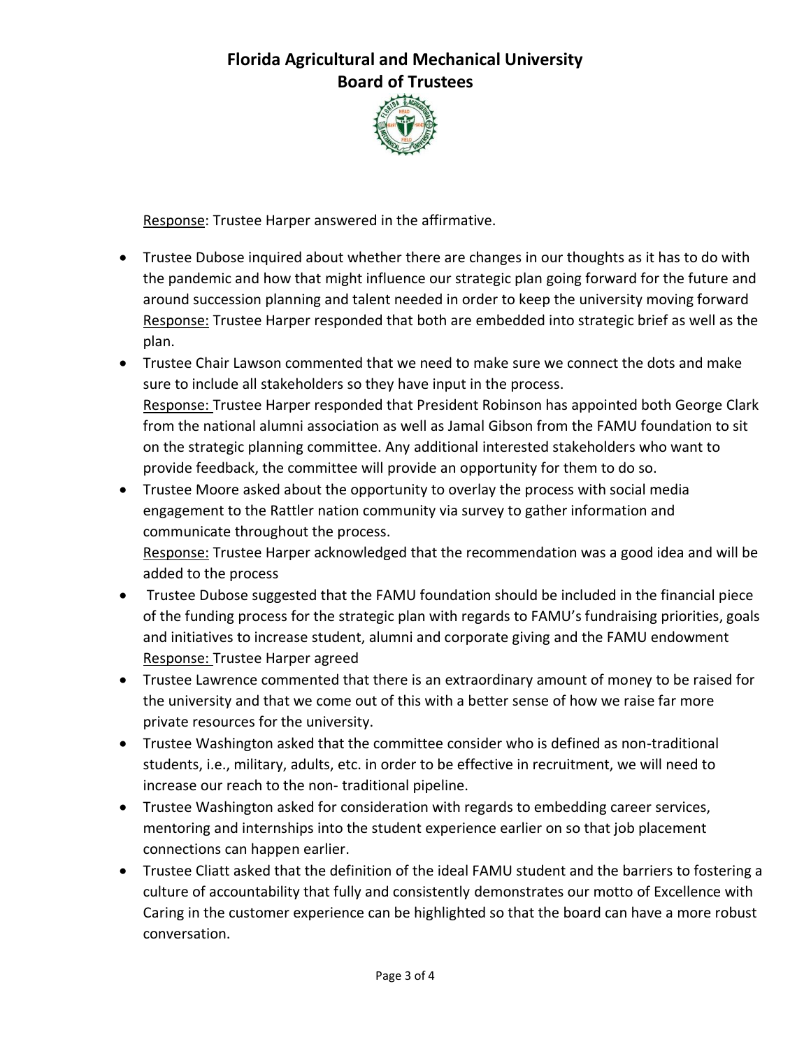Response: Trustee Harper answered in the affirmative.

- Trustee Dubose inquired about whether there are changes in our thoughts as it has to do with the pandemic and how that might influence our strategic plan going forward for the future and around succession planning and talent needed in order to keep the university moving forward
  Response: Trustee Harper responded that both are embedded into strategic brief as well as the plan.
- Trustee Chair Lawson commented that we need to make sure we connect the dots and make sure to include all stakeholders so they have input in the process.
  Response: Trustee Harper responded that President Robinson has appointed both George Clark from the national alumni association as well as Jamal Gibson from the FAMU foundation to sit on the strategic planning committee. Any additional interested stakeholders who want to provide feedback, the committee will provide an opportunity for them to do so.
- Trustee Moore asked about the opportunity to overlay the process with social media engagement to the Rattler nation community via survey to gather information and communicate throughout the process.
  Response: Trustee Harper acknowledged that the recommendation was a good idea and will be added to the process
- Trustee Dubose suggested that the FAMU foundation should be included in the financial piece of the funding process for the strategic plan with regards to FAMU's fundraising priorities, goals and initiatives to increase student, alumni and corporate giving and the FAMU endowment
  Response: Trustee Harper agreed
- Trustee Lawrence commented that there is an extraordinary amount of money to be raised for the university and that we come out of this with a better sense of how we raise far more private resources for the university.
- Trustee Washington asked that the committee consider who is defined as non-traditional students, i.e., military, adults, etc. in order to be effective in recruitment, we will need to increase our reach to the non- traditional pipeline.
- Trustee Washington asked for consideration with regards to embedding career services, mentoring and internships into the student experience earlier on so that job placement connections can happen earlier.
- Trustee Cliatt asked that the definition of the ideal FAMU student and the barriers to fostering a culture of accountability that fully and consistently demonstrates our motto of Excellence with Caring in the customer experience can be highlighted so that the board can have a more robust conversation.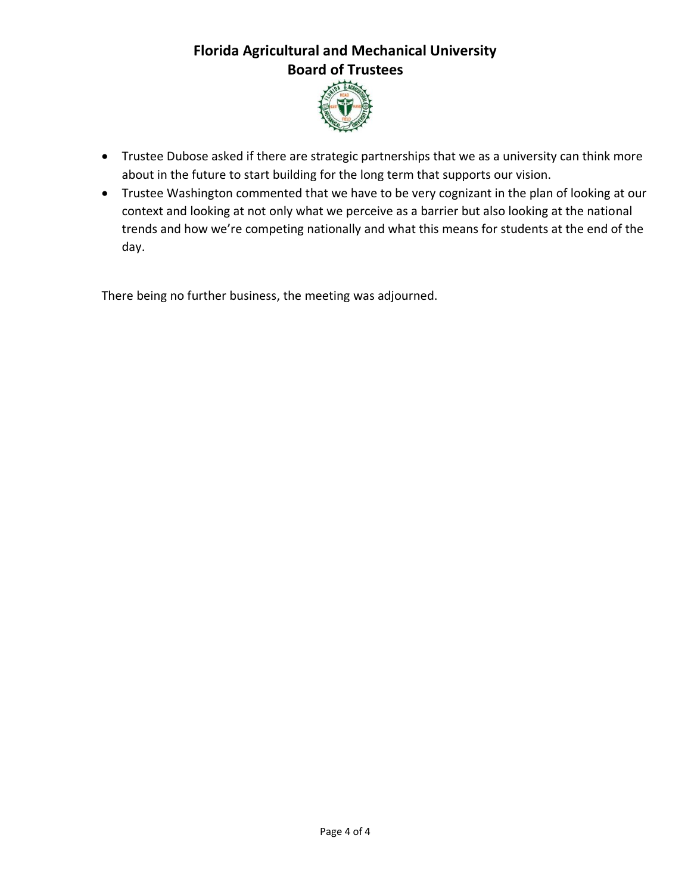- Trustee Dubose asked if there are strategic partnerships that we as a university can think more about in the future to start building for the long term that supports our vision.
- Trustee Washington commented that we have to be very cognizant in the plan of looking at our context and looking at not only what we perceive as a barrier but also looking at the national trends and how we're competing nationally and what this means for students at the end of the day.

There being no further business, the meeting was adjourned.